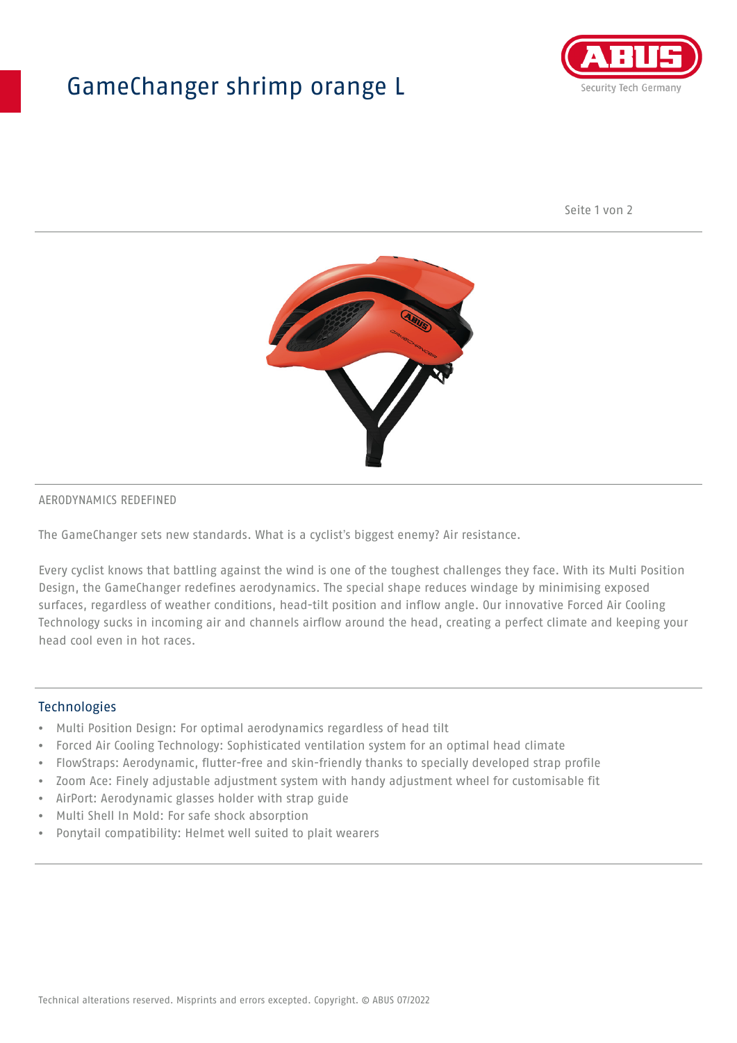# GameChanger shrimp orange L

AERODYNAMICS REDEFINED

The GameChanger sets new standards. What is a cyclist's biggest enemy? Air resistance.

Every cyclist knows that battling against the wind is one of the toughest challenges they face. With its Multi Position Design, the GameChanger redefines aerodynamics. The special shape reduces windage by minimising exposed surfaces, regardless of weather conditions, head-tilt position and inflow angle. Our innovative Forced Air Cooling Technology sucks in incoming air and channels airflow around the head, creating a perfect climate and keeping your head cool even in hot races.

## Technologies

- Multi Position Design: For optimal aerodynamics regardless of head tilt
- Forced Air Cooling Technology: Sophisticated ventilation system for an optimal head climate
- FlowStraps: Aerodynamic, flutter-free and skin-friendly thanks to specially developed strap profile
- Zoom Ace: Finely adjustable adjustment system with handy adjustment wheel for customisable fit
- AirPort: Aerodynamic glasses holder with strap guide
- Multi Shell In Mold: For safe shock absorption
- Ponytail compatibility: Helmet well suited to plait wearers

Technical alterations reserved. Misprints and errors excepted. Copyright. © ABUS 07/2022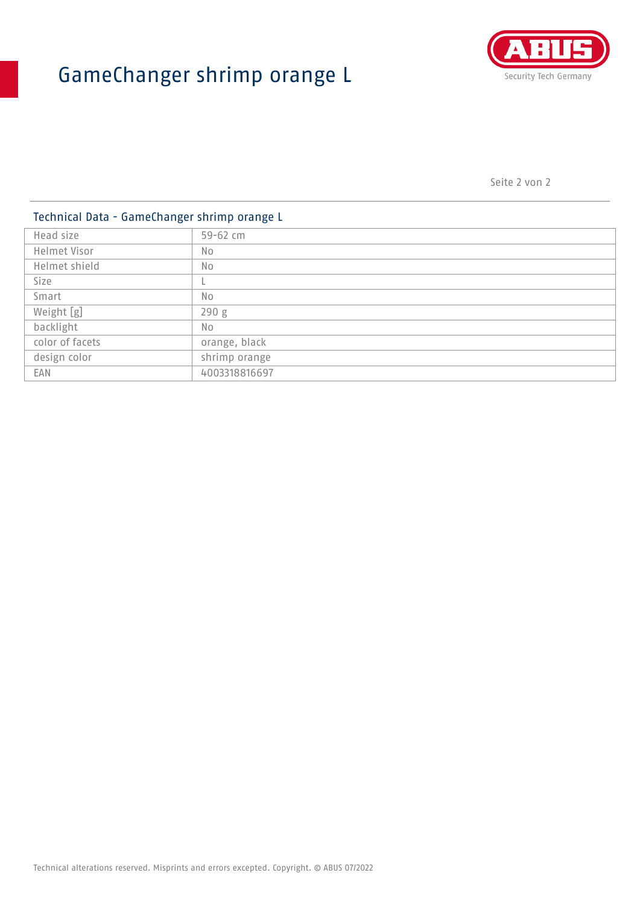# GameChanger shrimp orange L

## Technical Data - GameChanger shrimp orange L

| | |
|---|---|
| Head size | 59-62 cm |
| Helmet Visor | No |
| Helmet shield | No |
| Size | L |
| Smart | No |
| Weight [g] | 290 g |
| backlight | No |
| color of facets | orange, black |
| design color | shrimp orange |
| EAN | 4003318816697 |

Technical alterations reserved. Misprints and errors excepted. Copyright. © ABUS 07/2022